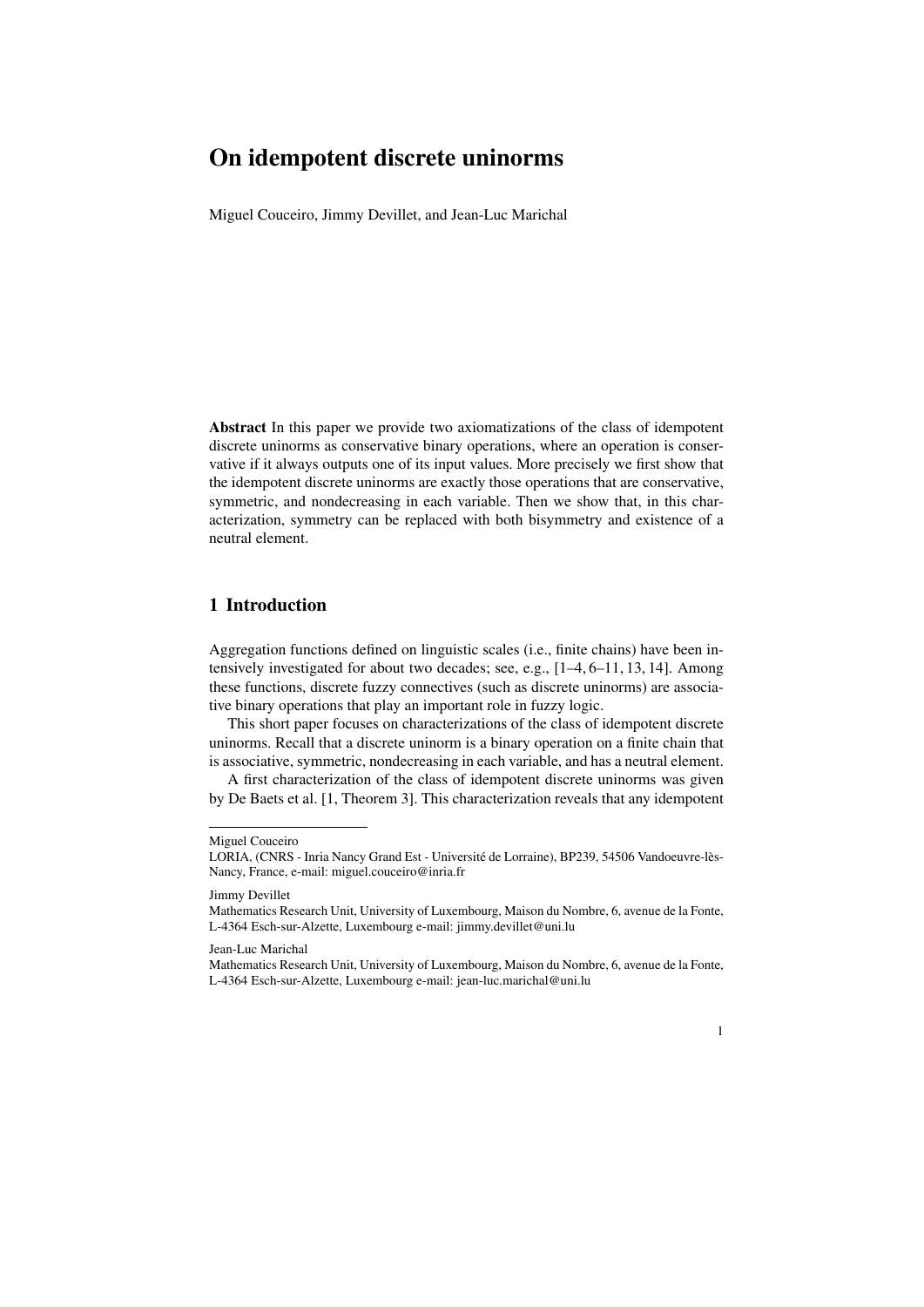# On idempotent discrete uninorms

Miguel Couceiro, Jimmy Devillet, and Jean-Luc Marichal

**Abstract** In this paper we provide two axiomatizations of the class of idempotent discrete uninorms as conservative binary operations, where an operation is conservative if it always outputs one of its input values. More precisely we first show that the idempotent discrete uninorms are exactly those operations that are conservative, symmetric, and nondecreasing in each variable. Then we show that, in this characterization, symmetry can be replaced with both bisymmetry and existence of a neutral element.

## 1 Introduction

Aggregation functions defined on linguistic scales (i.e., finite chains) have been intensively investigated for about two decades; see, e.g., [1–4, 6–11, 13, 14]. Among these functions, discrete fuzzy connectives (such as discrete uninorms) are associative binary operations that play an important role in fuzzy logic.

This short paper focuses on characterizations of the class of idempotent discrete uninorms. Recall that a discrete uninorm is a binary operation on a finite chain that is associative, symmetric, nondecreasing in each variable, and has a neutral element.

A first characterization of the class of idempotent discrete uninorms was given by De Baets et al. [1, Theorem 3]. This characterization reveals that any idempotent

---

Miguel Couceiro
LORIA, (CNRS - Inria Nancy Grand Est - Université de Lorraine), BP239, 54506 Vandoeuvre-lès-Nancy, France, e-mail: miguel.couceiro@inria.fr

Jimmy Devillet
Mathematics Research Unit, University of Luxembourg, Maison du Nombre, 6, avenue de la Fonte, L-4364 Esch-sur-Alzette, Luxembourg e-mail: jimmy.devillet@uni.lu

Jean-Luc Marichal
Mathematics Research Unit, University of Luxembourg, Maison du Nombre, 6, avenue de la Fonte, L-4364 Esch-sur-Alzette, Luxembourg e-mail: jean-luc.marichal@uni.lu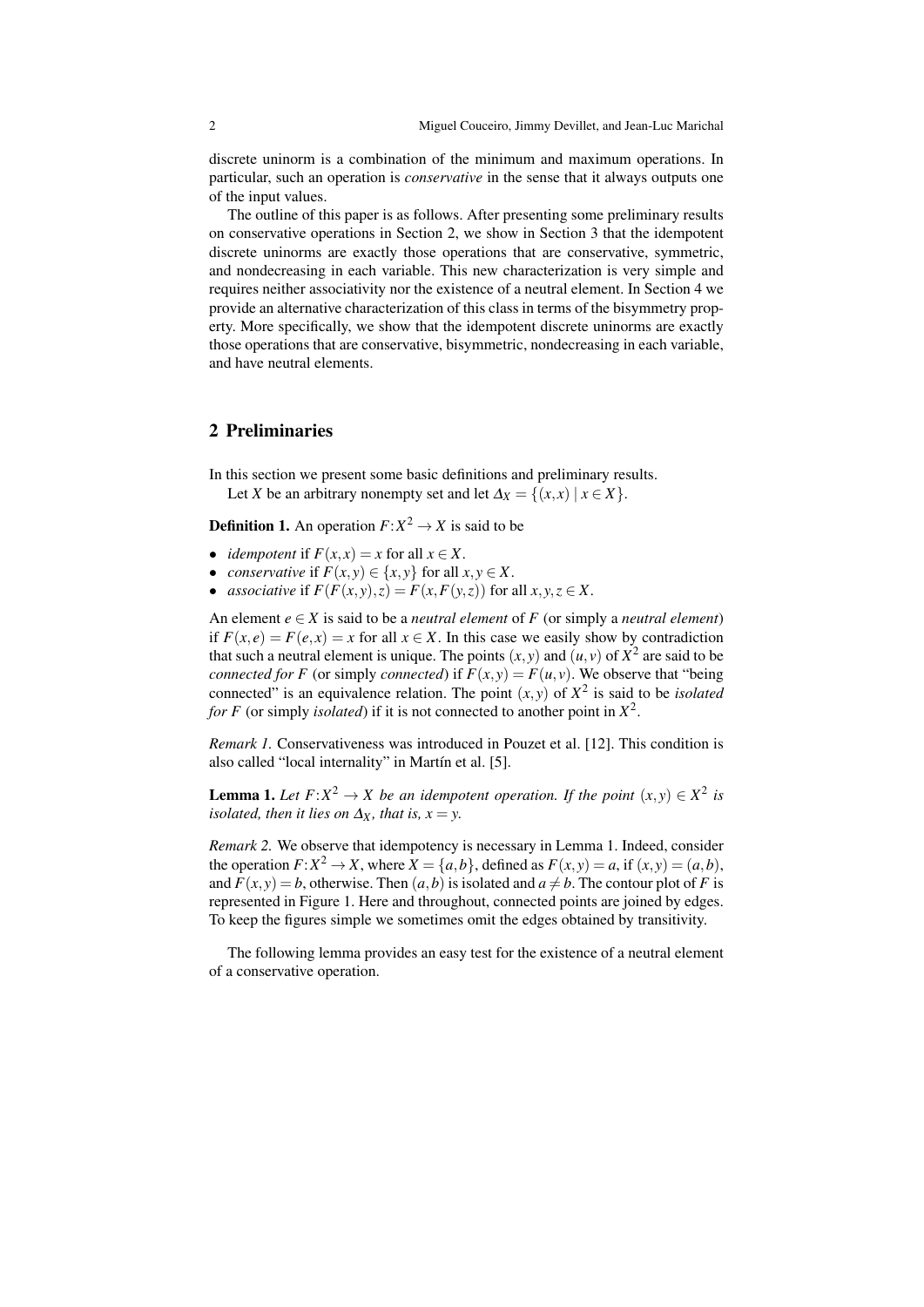discrete uninorm is a combination of the minimum and maximum operations. In particular, such an operation is *conservative* in the sense that it always outputs one of the input values.

The outline of this paper is as follows. After presenting some preliminary results on conservative operations in Section 2, we show in Section 3 that the idempotent discrete uninorms are exactly those operations that are conservative, symmetric, and nondecreasing in each variable. This new characterization is very simple and requires neither associativity nor the existence of a neutral element. In Section 4 we provide an alternative characterization of this class in terms of the bisymmetry property. More specifically, we show that the idempotent discrete uninorms are exactly those operations that are conservative, bisymmetric, nondecreasing in each variable, and have neutral elements.

## 2 Preliminaries

In this section we present some basic definitions and preliminary results.

Let $X$ be an arbitrary nonempty set and let $\Delta_X = \{(x,x) \mid x \in X\}$.

**Definition 1.** An operation $F\colon X^2 \to X$ is said to be

- *idempotent* if $F(x,x) = x$ for all $x \in X$.
- *conservative* if $F(x,y) \in \{x,y\}$ for all $x,y \in X$.
- *associative* if $F(F(x,y),z) = F(x,F(y,z))$ for all $x,y,z \in X$.

An element $e \in X$ is said to be a *neutral element* of $F$ (or simply a *neutral element*) if $F(x,e) = F(e,x) = x$ for all $x \in X$. In this case we easily show by contradiction that such a neutral element is unique. The points $(x,y)$ and $(u,v)$ of $X^2$ are said to be *connected for $F$* (or simply *connected*) if $F(x,y) = F(u,v)$. We observe that "being connected" is an equivalence relation. The point $(x,y)$ of $X^2$ is said to be *isolated for $F$* (or simply *isolated*) if it is not connected to another point in $X^2$.

*Remark 1.* Conservativeness was introduced in Pouzet et al. [12]. This condition is also called "local internality" in Martín et al. [5].

**Lemma 1.** *Let $F\colon X^2 \to X$ be an idempotent operation. If the point $(x,y) \in X^2$ is isolated, then it lies on $\Delta_X$, that is, $x = y$.*

*Remark 2.* We observe that idempotency is necessary in Lemma 1. Indeed, consider the operation $F\colon X^2 \to X$, where $X = \{a,b\}$, defined as $F(x,y) = a$, if $(x,y) = (a,b)$, and $F(x,y) = b$, otherwise. Then $(a,b)$ is isolated and $a \neq b$. The contour plot of $F$ is represented in Figure 1. Here and throughout, connected points are joined by edges. To keep the figures simple we sometimes omit the edges obtained by transitivity.

The following lemma provides an easy test for the existence of a neutral element of a conservative operation.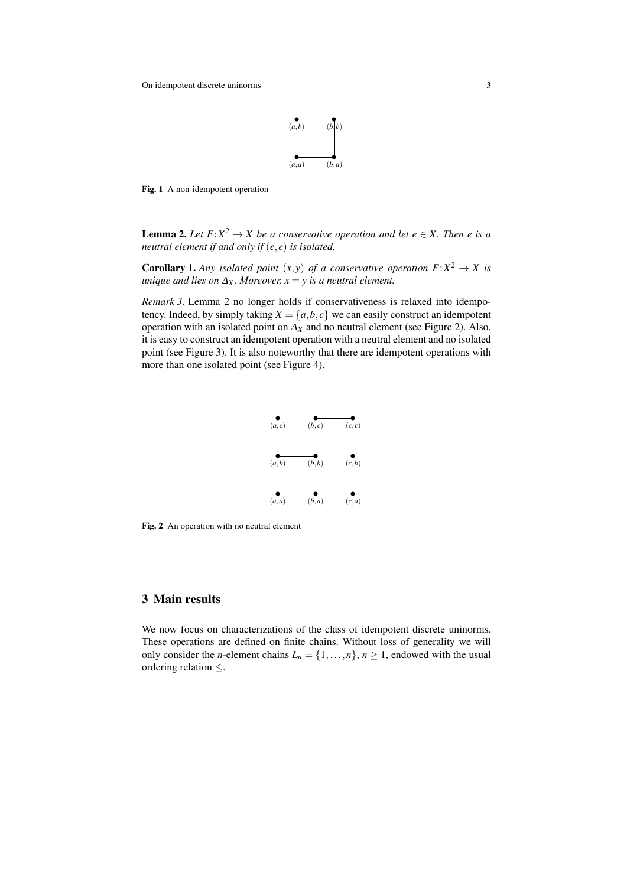**Fig. 1** A non-idempotent operation

**Lemma 2.** *Let $F\colon X^2 \to X$ be a conservative operation and let $e \in X$. Then $e$ is a neutral element if and only if $(e,e)$ is isolated.*

**Corollary 1.** *Any isolated point $(x,y)$ of a conservative operation $F\colon X^2 \to X$ is unique and lies on $\Delta_X$. Moreover, $x = y$ is a neutral element.*

*Remark 3.* Lemma 2 no longer holds if conservativeness is relaxed into idempotency. Indeed, by simply taking $X = \{a,b,c\}$ we can easily construct an idempotent operation with an isolated point on $\Delta_X$ and no neutral element (see Figure 2). Also, it is easy to construct an idempotent operation with a neutral element and no isolated point (see Figure 3). It is also noteworthy that there are idempotent operations with more than one isolated point (see Figure 4).

**Fig. 2** An operation with no neutral element

## 3 Main results

We now focus on characterizations of the class of idempotent discrete uninorms. These operations are defined on finite chains. Without loss of generality we will only consider the $n$-element chains $L_n = \{1,\dots,n\}$, $n \geq 1$, endowed with the usual ordering relation $\leq$.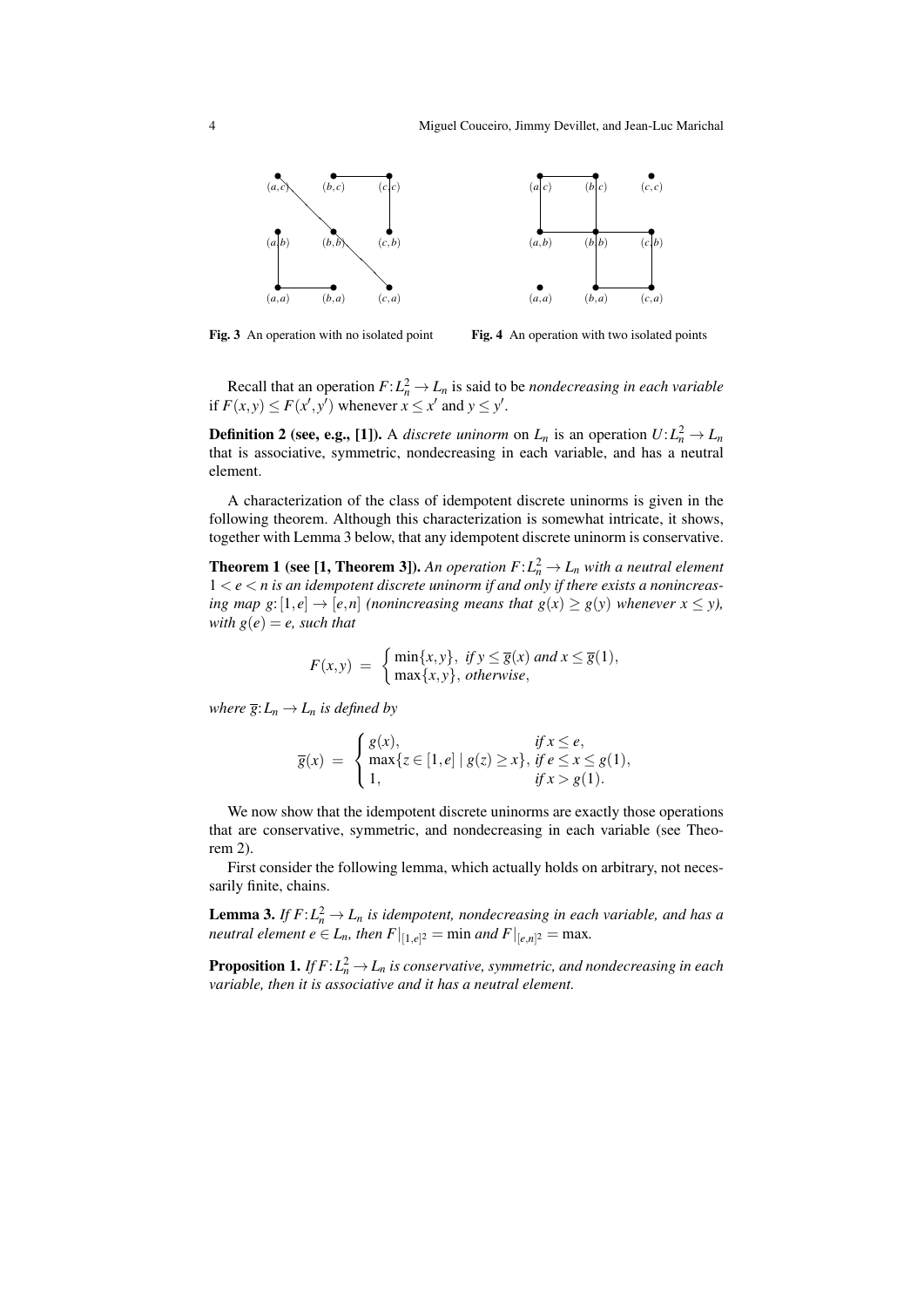Fig. 3 An operation with no isolated point

Fig. 4 An operation with two isolated points

Recall that an operation $F\colon L_n^2 \to L_n$ is said to be *nondecreasing in each variable* if $F(x,y) \leq F(x',y')$ whenever $x \leq x'$ and $y \leq y'$.

**Definition 2 (see, e.g., [1]).** A *discrete uninorm* on $L_n$ is an operation $U\colon L_n^2 \to L_n$ that is associative, symmetric, nondecreasing in each variable, and has a neutral element.

A characterization of the class of idempotent discrete uninorms is given in the following theorem. Although this characterization is somewhat intricate, it shows, together with Lemma 3 below, that any idempotent discrete uninorm is conservative.

**Theorem 1 (see [1, Theorem 3]).** *An operation $F\colon L_n^2 \to L_n$ with a neutral element $1 < e < n$ is an idempotent discrete uninorm if and only if there exists a nonincreasing map $g\colon [1,e] \to [e,n]$ (nonincreasing means that $g(x) \geq g(y)$ whenever $x \leq y$), with $g(e) = e$, such that*

$$F(x,y) = \begin{cases} \min\{x,y\}, & \text{if } y \leq \overline{g}(x) \text{ and } x \leq \overline{g}(1), \\ \max\{x,y\}, & \text{otherwise}, \end{cases}$$

*where $\overline{g}\colon L_n \to L_n$ is defined by*

$$\overline{g}(x) = \begin{cases} g(x), & \text{if } x \leq e, \\ \max\{z \in [1,e] \mid g(z) \geq x\}, & \text{if } e \leq x \leq g(1), \\ 1, & \text{if } x > g(1). \end{cases}$$

We now show that the idempotent discrete uninorms are exactly those operations that are conservative, symmetric, and nondecreasing in each variable (see Theorem 2).

First consider the following lemma, which actually holds on arbitrary, not necessarily finite, chains.

**Lemma 3.** *If $F\colon L_n^2 \to L_n$ is idempotent, nondecreasing in each variable, and has a neutral element $e \in L_n$, then $F|_{[1,e]^2} = \min$ and $F|_{[e,n]^2} = \max$.*

**Proposition 1.** *If $F\colon L_n^2 \to L_n$ is conservative, symmetric, and nondecreasing in each variable, then it is associative and it has a neutral element.*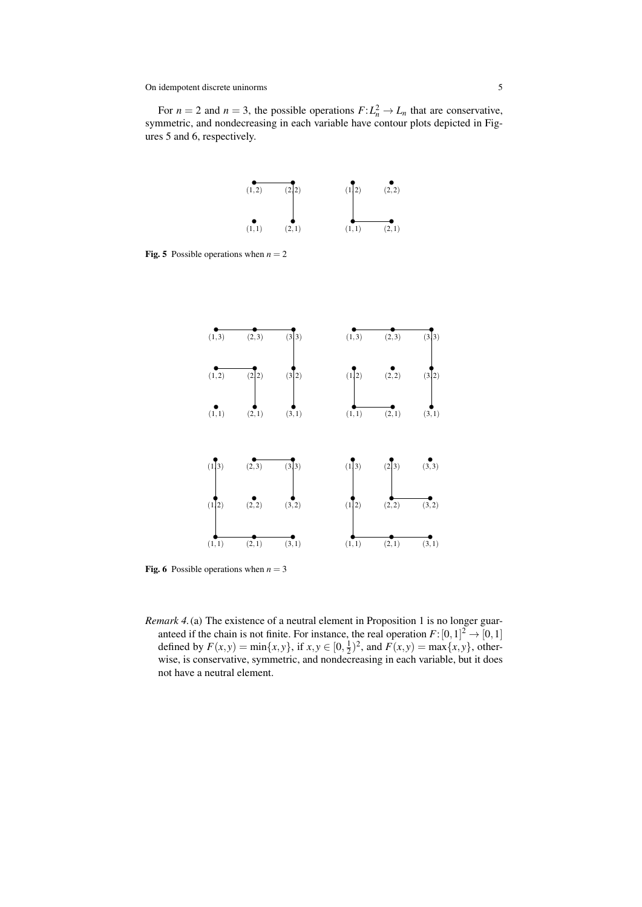For $n = 2$ and $n = 3$, the possible operations $F: L_n^2 \to L_n$ that are conservative, symmetric, and nondecreasing in each variable have contour plots depicted in Figures 5 and 6, respectively.

**Fig. 5** Possible operations when $n = 2$

**Fig. 6** Possible operations when $n = 3$

*Remark 4.* (a) The existence of a neutral element in Proposition 1 is no longer guaranteed if the chain is not finite. For instance, the real operation $F: [0,1]^2 \to [0,1]$ defined by $F(x,y) = \min\{x,y\}$, if $x, y \in [0, \frac{1}{2})^2$, and $F(x,y) = \max\{x,y\}$, otherwise, is conservative, symmetric, and nondecreasing in each variable, but it does not have a neutral element.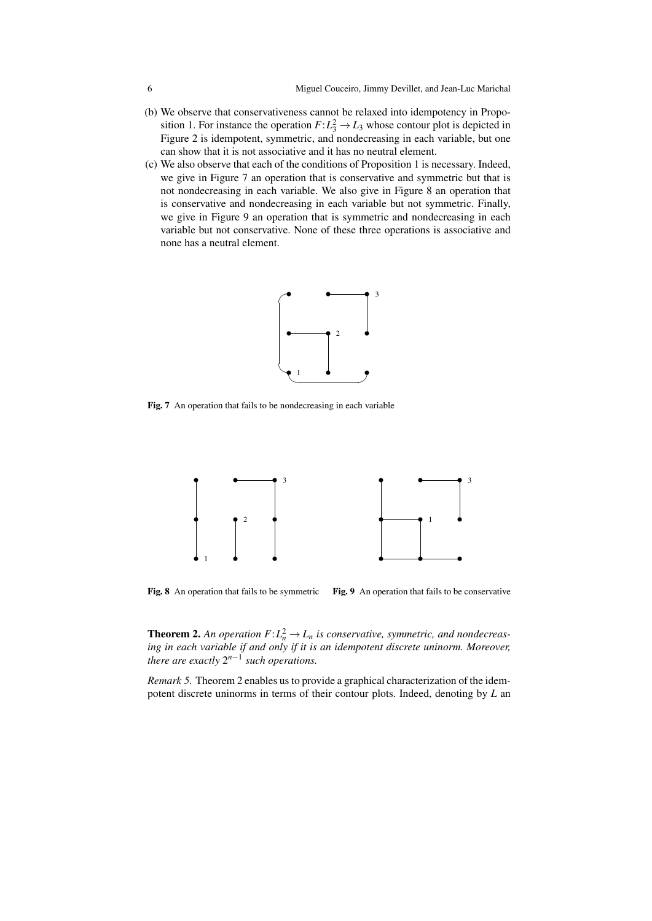(b) We observe that conservativeness cannot be relaxed into idempotency in Proposition 1. For instance the operation $F\colon L_3^2 \to L_3$ whose contour plot is depicted in Figure 2 is idempotent, symmetric, and nondecreasing in each variable, but one can show that it is not associative and it has no neutral element.

(c) We also observe that each of the conditions of Proposition 1 is necessary. Indeed, we give in Figure 7 an operation that is conservative and symmetric but that is not nondecreasing in each variable. We also give in Figure 8 an operation that is conservative and nondecreasing in each variable but not symmetric. Finally, we give in Figure 9 an operation that is symmetric and nondecreasing in each variable but not conservative. None of these three operations is associative and none has a neutral element.

**Fig. 7** An operation that fails to be nondecreasing in each variable

**Fig. 8** An operation that fails to be symmetric

**Fig. 9** An operation that fails to be conservative

**Theorem 2.** *An operation $F\colon L_n^2 \to L_n$ is conservative, symmetric, and nondecreasing in each variable if and only if it is an idempotent discrete uninorm. Moreover, there are exactly $2^{n-1}$ such operations.*

*Remark 5.* Theorem 2 enables us to provide a graphical characterization of the idempotent discrete uninorms in terms of their contour plots. Indeed, denoting by $L$ an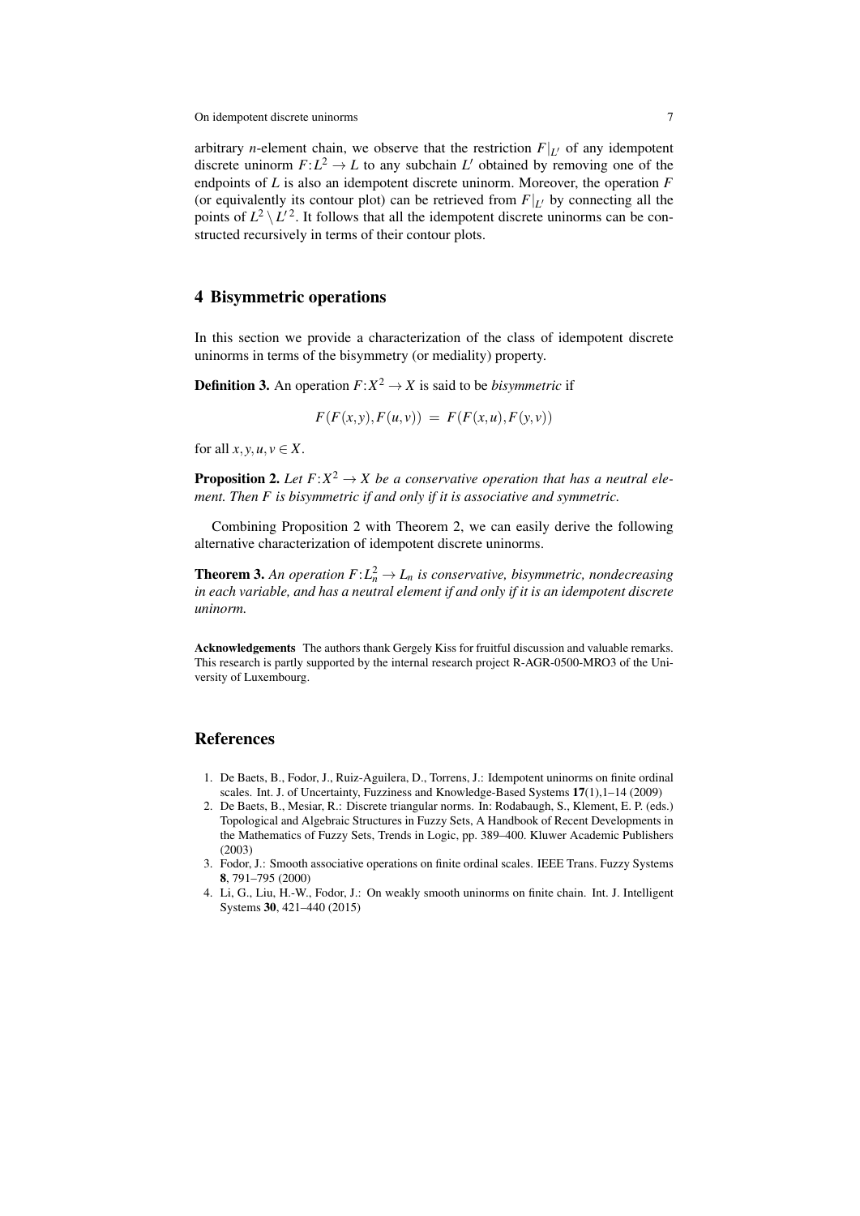arbitrary $n$-element chain, we observe that the restriction $F|_{L'}$ of any idempotent discrete uninorm $F\colon L^2 \to L$ to any subchain $L'$ obtained by removing one of the endpoints of $L$ is also an idempotent discrete uninorm. Moreover, the operation $F$ (or equivalently its contour plot) can be retrieved from $F|_{L'}$ by connecting all the points of $L^2 \setminus L'^2$. It follows that all the idempotent discrete uninorms can be constructed recursively in terms of their contour plots.

## 4 Bisymmetric operations

In this section we provide a characterization of the class of idempotent discrete uninorms in terms of the bisymmetry (or mediality) property.

**Definition 3.** An operation $F\colon X^2 \to X$ is said to be *bisymmetric* if

$$F(F(x,y),F(u,v)) \;=\; F(F(x,u),F(y,v))$$

for all $x,y,u,v \in X$.

**Proposition 2.** *Let $F\colon X^2 \to X$ be a conservative operation that has a neutral element. Then $F$ is bisymmetric if and only if it is associative and symmetric.*

Combining Proposition 2 with Theorem 2, we can easily derive the following alternative characterization of idempotent discrete uninorms.

**Theorem 3.** *An operation $F\colon L_n^2 \to L_n$ is conservative, bisymmetric, nondecreasing in each variable, and has a neutral element if and only if it is an idempotent discrete uninorm.*

**Acknowledgements** The authors thank Gergely Kiss for fruitful discussion and valuable remarks. This research is partly supported by the internal research project R-AGR-0500-MRO3 of the University of Luxembourg.

## References

1. De Baets, B., Fodor, J., Ruiz-Aguilera, D., Torrens, J.: Idempotent uninorms on finite ordinal scales. Int. J. of Uncertainty, Fuzziness and Knowledge-Based Systems **17**(1),1–14 (2009)
2. De Baets, B., Mesiar, R.: Discrete triangular norms. In: Rodabaugh, S., Klement, E. P. (eds.) Topological and Algebraic Structures in Fuzzy Sets, A Handbook of Recent Developments in the Mathematics of Fuzzy Sets, Trends in Logic, pp. 389–400. Kluwer Academic Publishers (2003)
3. Fodor, J.: Smooth associative operations on finite ordinal scales. IEEE Trans. Fuzzy Systems **8**, 791–795 (2000)
4. Li, G., Liu, H.-W., Fodor, J.: On weakly smooth uninorms on finite chain. Int. J. Intelligent Systems **30**, 421–440 (2015)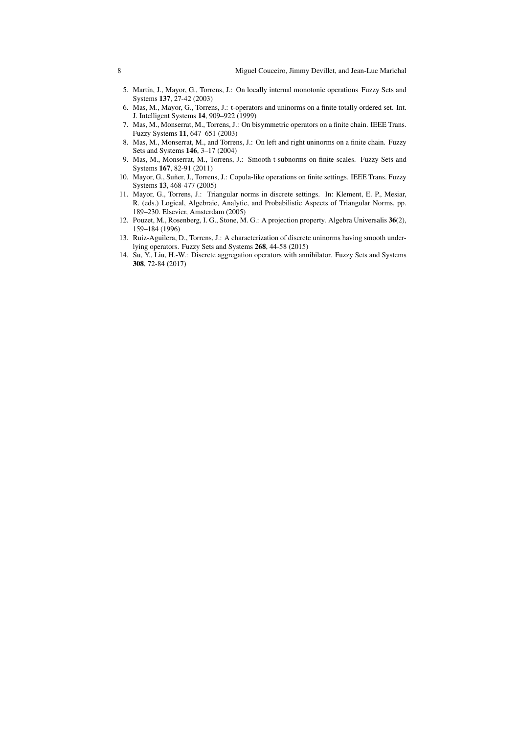5. Martín, J., Mayor, G., Torrens, J.: On locally internal monotonic operations Fuzzy Sets and Systems **137**, 27-42 (2003)
6. Mas, M., Mayor, G., Torrens, J.: t-operators and uninorms on a finite totally ordered set. Int. J. Intelligent Systems **14**, 909–922 (1999)
7. Mas, M., Monserrat, M., Torrens, J.: On bisymmetric operators on a finite chain. IEEE Trans. Fuzzy Systems **11**, 647–651 (2003)
8. Mas, M., Monserrat, M., and Torrens, J.: On left and right uninorms on a finite chain. Fuzzy Sets and Systems **146**, 3–17 (2004)
9. Mas, M., Monserrat, M., Torrens, J.: Smooth t-subnorms on finite scales. Fuzzy Sets and Systems **167**, 82-91 (2011)
10. Mayor, G., Suñer, J., Torrens, J.: Copula-like operations on finite settings. IEEE Trans. Fuzzy Systems **13**, 468-477 (2005)
11. Mayor, G., Torrens, J.: Triangular norms in discrete settings. In: Klement, E. P., Mesiar, R. (eds.) Logical, Algebraic, Analytic, and Probabilistic Aspects of Triangular Norms, pp. 189–230. Elsevier, Amsterdam (2005)
12. Pouzet, M., Rosenberg, I. G., Stone, M. G.: A projection property. Algebra Universalis **36**(2), 159–184 (1996)
13. Ruiz-Aguilera, D., Torrens, J.: A characterization of discrete uninorms having smooth underlying operators. Fuzzy Sets and Systems **268**, 44-58 (2015)
14. Su, Y., Liu, H.-W.: Discrete aggregation operators with annihilator. Fuzzy Sets and Systems **308**, 72-84 (2017)